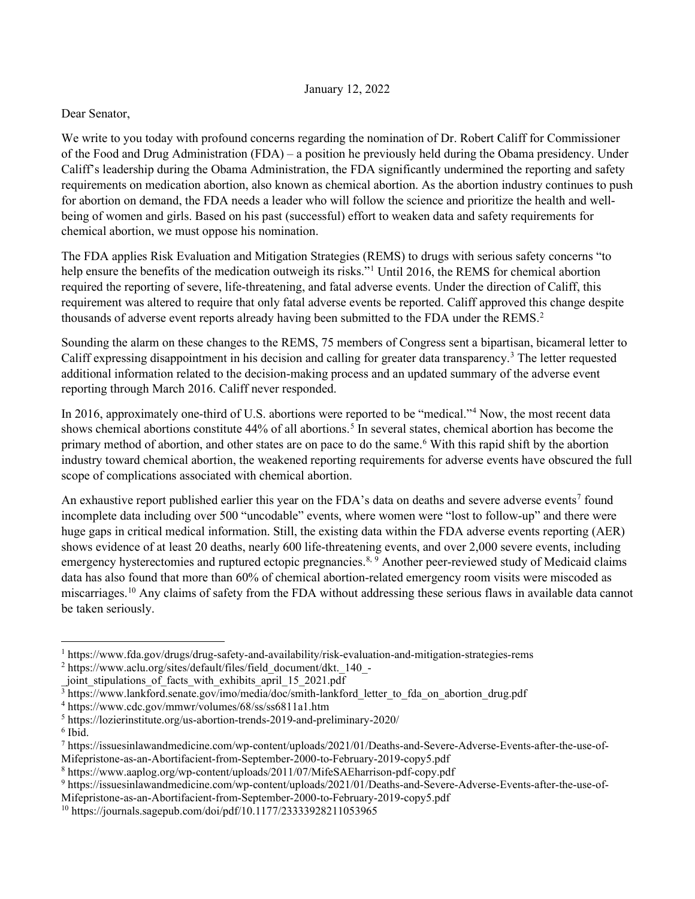January 12, 2022

Dear Senator,

We write to you today with profound concerns regarding the nomination of Dr. Robert Califf for Commissioner of the Food and Drug Administration (FDA) – a position he previously held during the Obama presidency. Under Califf's leadership during the Obama Administration, the FDA significantly undermined the reporting and safety requirements on medication abortion, also known as chemical abortion. As the abortion industry continues to push for abortion on demand, the FDA needs a leader who will follow the science and prioritize the health and well-being of women and girls. Based on his past (successful) effort to weaken data and safety requirements for chemical abortion, we must oppose his nomination.

The FDA applies Risk Evaluation and Mitigation Strategies (REMS) to drugs with serious safety concerns "to help ensure the benefits of the medication outweigh its risks."[1] Until 2016, the REMS for chemical abortion required the reporting of severe, life-threatening, and fatal adverse events. Under the direction of Califf, this requirement was altered to require that only fatal adverse events be reported. Califf approved this change despite thousands of adverse event reports already having been submitted to the FDA under the REMS.[2]

Sounding the alarm on these changes to the REMS, 75 members of Congress sent a bipartisan, bicameral letter to Califf expressing disappointment in his decision and calling for greater data transparency.[3] The letter requested additional information related to the decision-making process and an updated summary of the adverse event reporting through March 2016. Califf never responded.

In 2016, approximately one-third of U.S. abortions were reported to be "medical."[4] Now, the most recent data shows chemical abortions constitute 44% of all abortions.[5] In several states, chemical abortion has become the primary method of abortion, and other states are on pace to do the same.[6] With this rapid shift by the abortion industry toward chemical abortion, the weakened reporting requirements for adverse events have obscured the full scope of complications associated with chemical abortion.

An exhaustive report published earlier this year on the FDA's data on deaths and severe adverse events[7] found incomplete data including over 500 "uncodable" events, where women were "lost to follow-up" and there were huge gaps in critical medical information. Still, the existing data within the FDA adverse events reporting (AER) shows evidence of at least 20 deaths, nearly 600 life-threatening events, and over 2,000 severe events, including emergency hysterectomies and ruptured ectopic pregnancies.[8, 9] Another peer-reviewed study of Medicaid claims data has also found that more than 60% of chemical abortion-related emergency room visits were miscoded as miscarriages.[10] Any claims of safety from the FDA without addressing these serious flaws in available data cannot be taken seriously.

---

[1] https://www.fda.gov/drugs/drug-safety-and-availability/risk-evaluation-and-mitigation-strategies-rems

[2] https://www.aclu.org/sites/default/files/field_document/dkt._140_-_joint_stipulations_of_facts_with_exhibits_april_15_2021.pdf

[3] https://www.lankford.senate.gov/imo/media/doc/smith-lankford_letter_to_fda_on_abortion_drug.pdf

[4] https://www.cdc.gov/mmwr/volumes/68/ss/ss6811a1.htm

[5] https://lozierinstitute.org/us-abortion-trends-2019-and-preliminary-2020/

[6] Ibid.

[7] https://issuesinlawandmedicine.com/wp-content/uploads/2021/01/Deaths-and-Severe-Adverse-Events-after-the-use-of-Mifepristone-as-an-Abortifacient-from-September-2000-to-February-2019-copy5.pdf

[8] https://www.aaplog.org/wp-content/uploads/2011/07/MifeSAEharrison-pdf-copy.pdf

[9] https://issuesinlawandmedicine.com/wp-content/uploads/2021/01/Deaths-and-Severe-Adverse-Events-after-the-use-of-Mifepristone-as-an-Abortifacient-from-September-2000-to-February-2019-copy5.pdf

[10] https://journals.sagepub.com/doi/pdf/10.1177/23333928211053965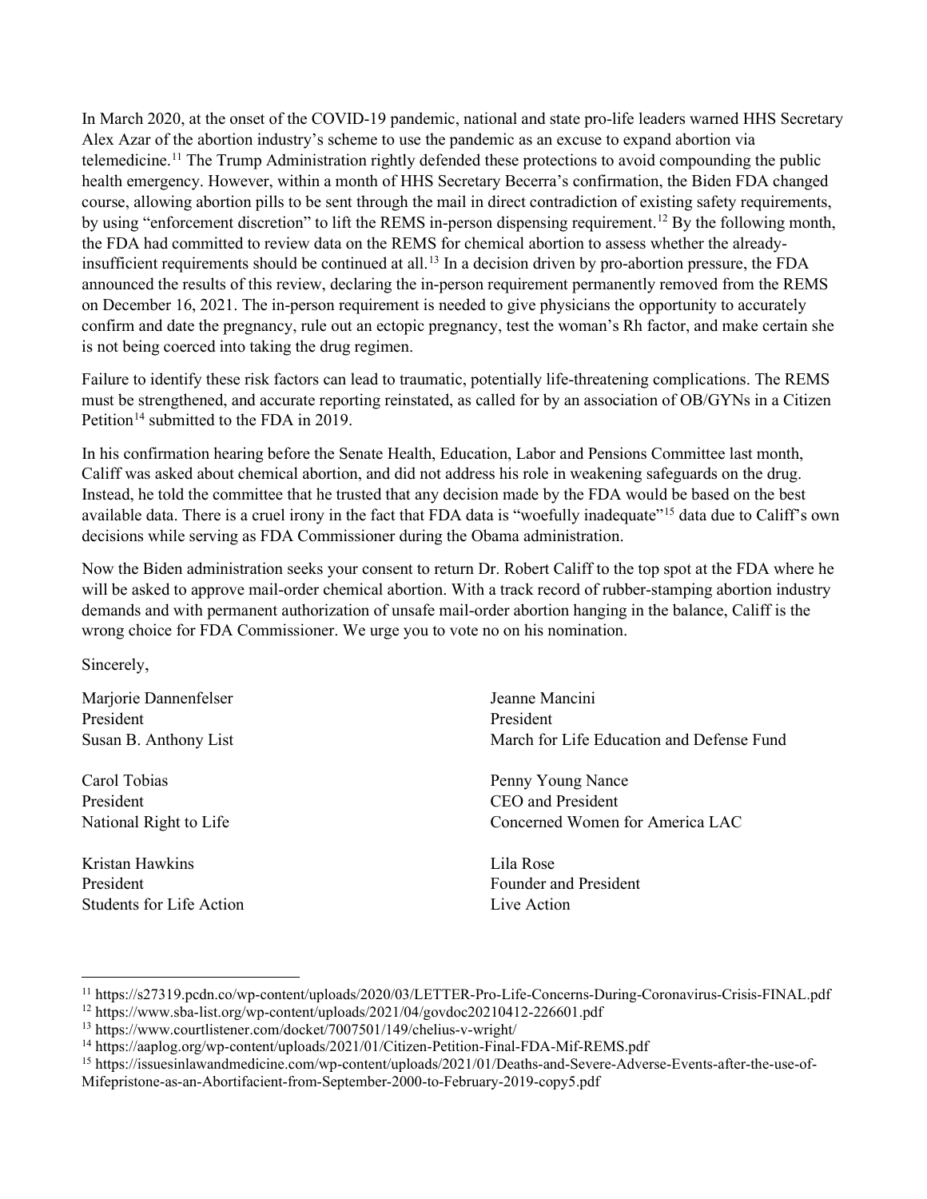In March 2020, at the onset of the COVID-19 pandemic, national and state pro-life leaders warned HHS Secretary Alex Azar of the abortion industry's scheme to use the pandemic as an excuse to expand abortion via telemedicine.[11] The Trump Administration rightly defended these protections to avoid compounding the public health emergency. However, within a month of HHS Secretary Becerra's confirmation, the Biden FDA changed course, allowing abortion pills to be sent through the mail in direct contradiction of existing safety requirements, by using "enforcement discretion" to lift the REMS in-person dispensing requirement.[12] By the following month, the FDA had committed to review data on the REMS for chemical abortion to assess whether the already-insufficient requirements should be continued at all.[13] In a decision driven by pro-abortion pressure, the FDA announced the results of this review, declaring the in-person requirement permanently removed from the REMS on December 16, 2021. The in-person requirement is needed to give physicians the opportunity to accurately confirm and date the pregnancy, rule out an ectopic pregnancy, test the woman's Rh factor, and make certain she is not being coerced into taking the drug regimen.

Failure to identify these risk factors can lead to traumatic, potentially life-threatening complications. The REMS must be strengthened, and accurate reporting reinstated, as called for by an association of OB/GYNs in a Citizen Petition[14] submitted to the FDA in 2019.

In his confirmation hearing before the Senate Health, Education, Labor and Pensions Committee last month, Califf was asked about chemical abortion, and did not address his role in weakening safeguards on the drug. Instead, he told the committee that he trusted that any decision made by the FDA would be based on the best available data. There is a cruel irony in the fact that FDA data is "woefully inadequate"[15] data due to Califf's own decisions while serving as FDA Commissioner during the Obama administration.

Now the Biden administration seeks your consent to return Dr. Robert Califf to the top spot at the FDA where he will be asked to approve mail-order chemical abortion. With a track record of rubber-stamping abortion industry demands and with permanent authorization of unsafe mail-order abortion hanging in the balance, Califf is the wrong choice for FDA Commissioner. We urge you to vote no on his nomination.

Sincerely,

Marjorie Dannenfelser
President
Susan B. Anthony List

Jeanne Mancini
President
March for Life Education and Defense Fund

Carol Tobias
President
National Right to Life

Penny Young Nance
CEO and President
Concerned Women for America LAC

Kristan Hawkins
President
Students for Life Action

Lila Rose
Founder and President
Live Action

---

[11] https://s27319.pcdn.co/wp-content/uploads/2020/03/LETTER-Pro-Life-Concerns-During-Coronavirus-Crisis-FINAL.pdf

[12] https://www.sba-list.org/wp-content/uploads/2021/04/govdoc20210412-226601.pdf

[13] https://www.courtlistener.com/docket/7007501/149/chelius-v-wright/

[14] https://aaplog.org/wp-content/uploads/2021/01/Citizen-Petition-Final-FDA-Mif-REMS.pdf

[15] https://issuesinlawandmedicine.com/wp-content/uploads/2021/01/Deaths-and-Severe-Adverse-Events-after-the-use-of-Mifepristone-as-an-Abortifacient-from-September-2000-to-February-2019-copy5.pdf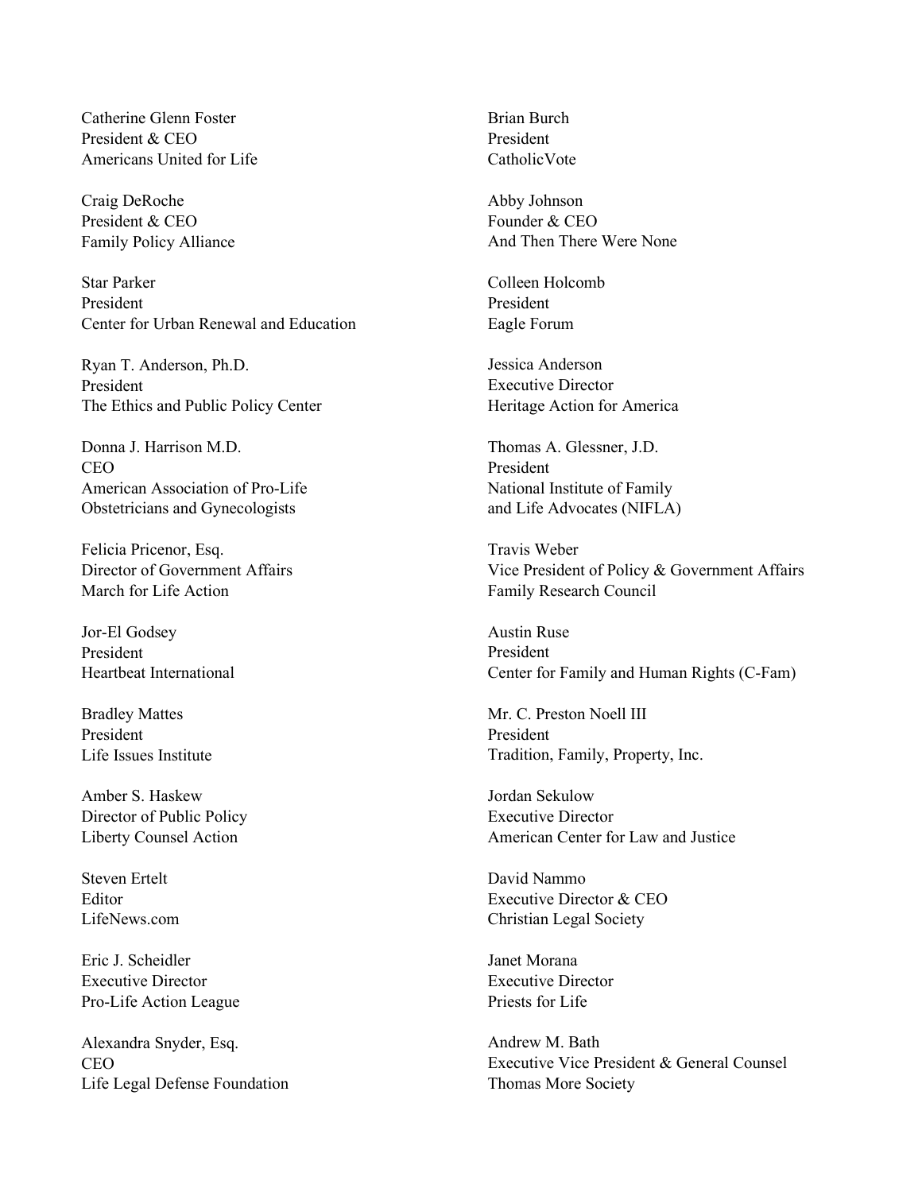Catherine Glenn Foster
President & CEO
Americans United for Life

Craig DeRoche
President & CEO
Family Policy Alliance

Star Parker
President
Center for Urban Renewal and Education

Ryan T. Anderson, Ph.D.
President
The Ethics and Public Policy Center

Donna J. Harrison M.D.
CEO
American Association of Pro-Life
Obstetricians and Gynecologists

Felicia Pricenor, Esq.
Director of Government Affairs
March for Life Action

Jor-El Godsey
President
Heartbeat International

Bradley Mattes
President
Life Issues Institute

Amber S. Haskew
Director of Public Policy
Liberty Counsel Action

Steven Ertelt
Editor
LifeNews.com

Eric J. Scheidler
Executive Director
Pro-Life Action League

Alexandra Snyder, Esq.
CEO
Life Legal Defense Foundation

Brian Burch
President
CatholicVote

Abby Johnson
Founder & CEO
And Then There Were None

Colleen Holcomb
President
Eagle Forum

Jessica Anderson
Executive Director
Heritage Action for America

Thomas A. Glessner, J.D.
President
National Institute of Family
and Life Advocates (NIFLA)

Travis Weber
Vice President of Policy & Government Affairs
Family Research Council

Austin Ruse
President
Center for Family and Human Rights (C-Fam)

Mr. C. Preston Noell III
President
Tradition, Family, Property, Inc.

Jordan Sekulow
Executive Director
American Center for Law and Justice

David Nammo
Executive Director & CEO
Christian Legal Society

Janet Morana
Executive Director
Priests for Life

Andrew M. Bath
Executive Vice President & General Counsel
Thomas More Society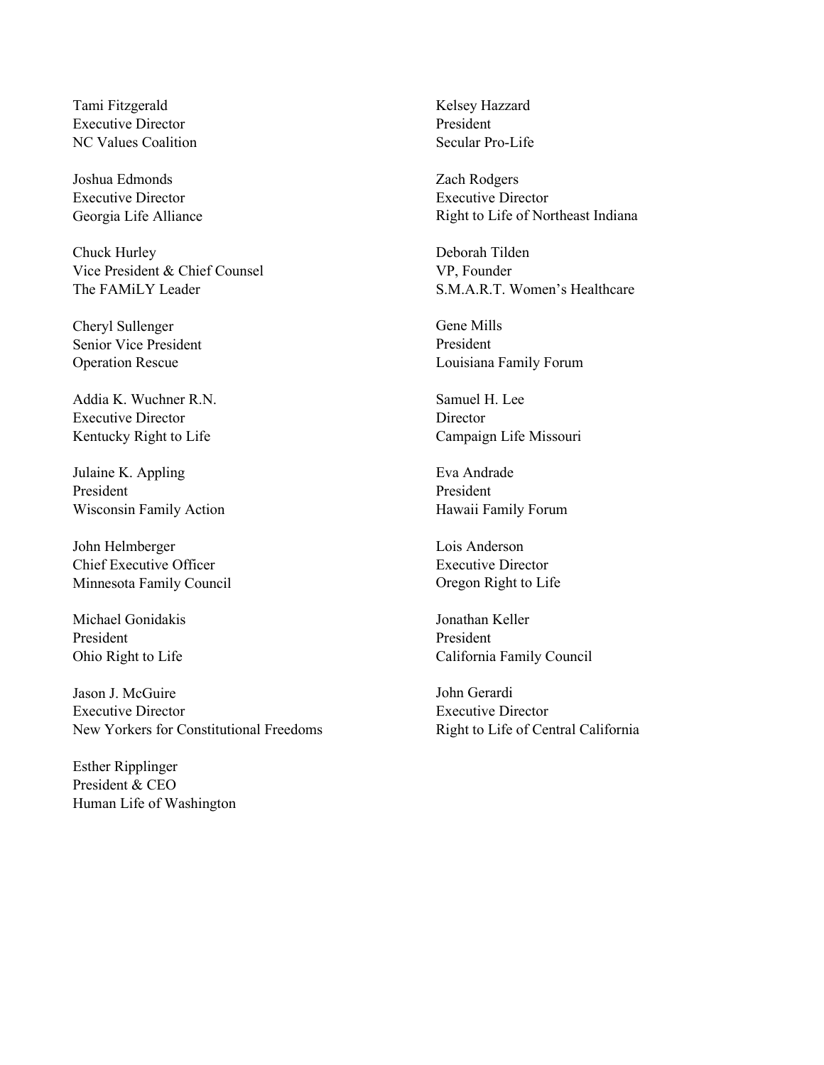Tami Fitzgerald
Executive Director
NC Values Coalition

Joshua Edmonds
Executive Director
Georgia Life Alliance

Chuck Hurley
Vice President & Chief Counsel
The FAMiLY Leader

Cheryl Sullenger
Senior Vice President
Operation Rescue

Addia K. Wuchner R.N.
Executive Director
Kentucky Right to Life

Julaine K. Appling
President
Wisconsin Family Action

John Helmberger
Chief Executive Officer
Minnesota Family Council

Michael Gonidakis
President
Ohio Right to Life

Jason J. McGuire
Executive Director
New Yorkers for Constitutional Freedoms

Esther Ripplinger
President & CEO
Human Life of Washington

Kelsey Hazzard
President
Secular Pro-Life

Zach Rodgers
Executive Director
Right to Life of Northeast Indiana

Deborah Tilden
VP, Founder
S.M.A.R.T. Women's Healthcare

Gene Mills
President
Louisiana Family Forum

Samuel H. Lee
Director
Campaign Life Missouri

Eva Andrade
President
Hawaii Family Forum

Lois Anderson
Executive Director
Oregon Right to Life

Jonathan Keller
President
California Family Council

John Gerardi
Executive Director
Right to Life of Central California